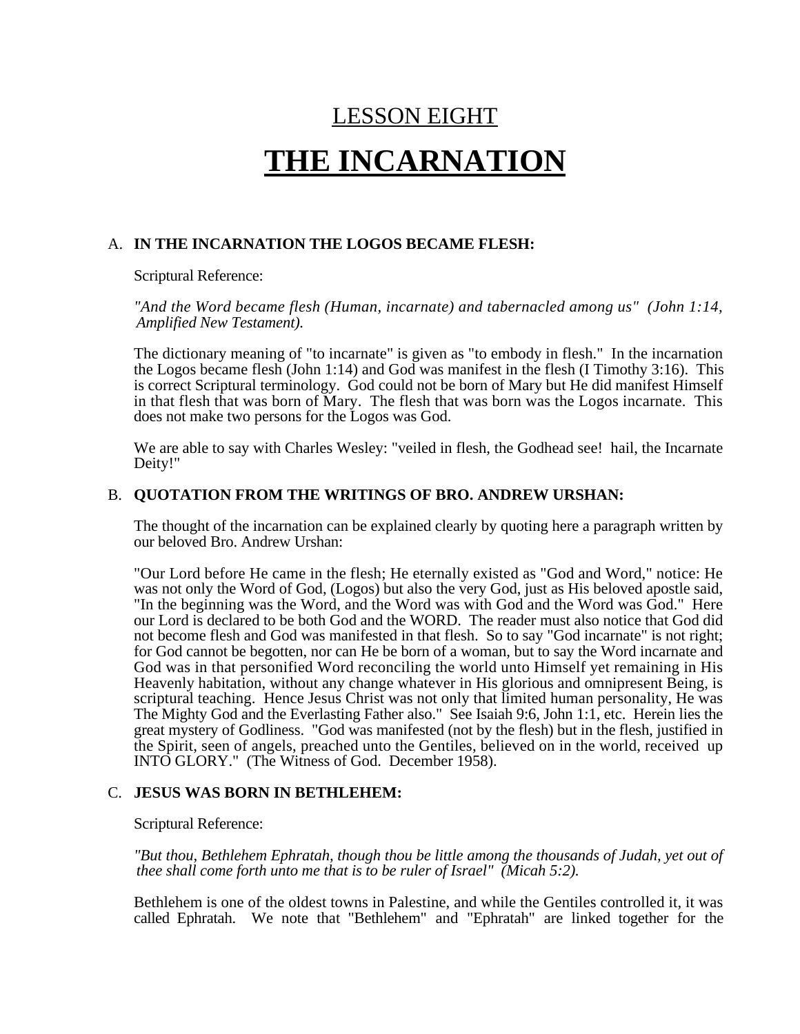# LESSON EIGHT

# THE INCARNATION

A. **IN THE INCARNATION THE LOGOS BECAME FLESH:**

Scriptural Reference:

*"And the Word became flesh (Human, incarnate) and tabernacled among us" (John 1:14, Amplified New Testament).*

The dictionary meaning of "to incarnate" is given as "to embody in flesh." In the incarnation the Logos became flesh (John 1:14) and God was manifest in the flesh (I Timothy 3:16). This is correct Scriptural terminology. God could not be born of Mary but He did manifest Himself in that flesh that was born of Mary. The flesh that was born was the Logos incarnate. This does not make two persons for the Logos was God.

We are able to say with Charles Wesley: "veiled in flesh, the Godhead see! hail, the Incarnate Deity!"

B. **QUOTATION FROM THE WRITINGS OF BRO. ANDREW URSHAN:**

The thought of the incarnation can be explained clearly by quoting here a paragraph written by our beloved Bro. Andrew Urshan:

"Our Lord before He came in the flesh; He eternally existed as "God and Word," notice: He was not only the Word of God, (Logos) but also the very God, just as His beloved apostle said, "In the beginning was the Word, and the Word was with God and the Word was God." Here our Lord is declared to be both God and the WORD. The reader must also notice that God did not become flesh and God was manifested in that flesh. So to say "God incarnate" is not right; for God cannot be begotten, nor can He be born of a woman, but to say the Word incarnate and God was in that personified Word reconciling the world unto Himself yet remaining in His Heavenly habitation, without any change whatever in His glorious and omnipresent Being, is scriptural teaching. Hence Jesus Christ was not only that limited human personality, He was The Mighty God and the Everlasting Father also." See Isaiah 9:6, John 1:1, etc. Herein lies the great mystery of Godliness. "God was manifested (not by the flesh) but in the flesh, justified in the Spirit, seen of angels, preached unto the Gentiles, believed on in the world, received up INTO GLORY." (The Witness of God. December 1958).

C. **JESUS WAS BORN IN BETHLEHEM:**

Scriptural Reference:

*"But thou, Bethlehem Ephratah, though thou be little among the thousands of Judah, yet out of thee shall come forth unto me that is to be ruler of Israel" (Micah 5:2).*

Bethlehem is one of the oldest towns in Palestine, and while the Gentiles controlled it, it was called Ephratah. We note that "Bethlehem" and "Ephratah" are linked together for the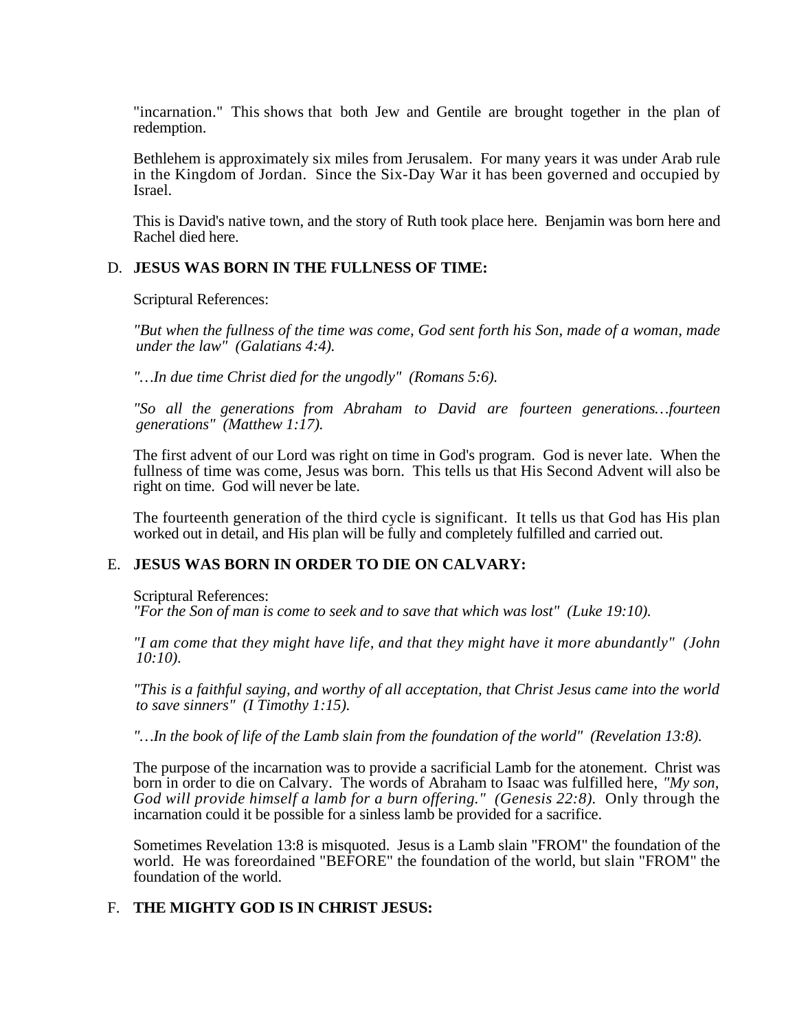"incarnation." This shows that both Jew and Gentile are brought together in the plan of redemption.

Bethlehem is approximately six miles from Jerusalem. For many years it was under Arab rule in the Kingdom of Jordan. Since the Six-Day War it has been governed and occupied by Israel.

This is David's native town, and the story of Ruth took place here. Benjamin was born here and Rachel died here.

D. **JESUS WAS BORN IN THE FULLNESS OF TIME:**

Scriptural References:

*"But when the fullness of the time was come, God sent forth his Son, made of a woman, made under the law" (Galatians 4:4).*

*"…In due time Christ died for the ungodly" (Romans 5:6).*

*"So all the generations from Abraham to David are fourteen generations…fourteen generations" (Matthew 1:17).*

The first advent of our Lord was right on time in God's program. God is never late. When the fullness of time was come, Jesus was born. This tells us that His Second Advent will also be right on time. God will never be late.

The fourteenth generation of the third cycle is significant. It tells us that God has His plan worked out in detail, and His plan will be fully and completely fulfilled and carried out.

E. **JESUS WAS BORN IN ORDER TO DIE ON CALVARY:**

Scriptural References:
*"For the Son of man is come to seek and to save that which was lost" (Luke 19:10).*

*"I am come that they might have life, and that they might have it more abundantly" (John 10:10).*

*"This is a faithful saying, and worthy of all acceptation, that Christ Jesus came into the world to save sinners" (I Timothy 1:15).*

*"…In the book of life of the Lamb slain from the foundation of the world" (Revelation 13:8).*

The purpose of the incarnation was to provide a sacrificial Lamb for the atonement. Christ was born in order to die on Calvary. The words of Abraham to Isaac was fulfilled here, *"My son, God will provide himself a lamb for a burn offering." (Genesis 22:8).* Only through the incarnation could it be possible for a sinless lamb be provided for a sacrifice.

Sometimes Revelation 13:8 is misquoted. Jesus is a Lamb slain "FROM" the foundation of the world. He was foreordained "BEFORE" the foundation of the world, but slain "FROM" the foundation of the world.

F. **THE MIGHTY GOD IS IN CHRIST JESUS:**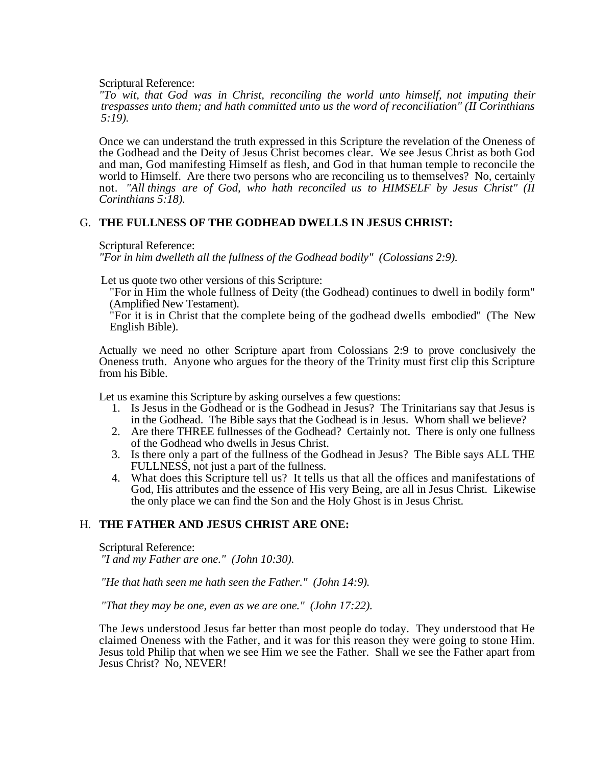Scriptural Reference:
*"To wit, that God was in Christ, reconciling the world unto himself, not imputing their trespasses unto them; and hath committed unto us the word of reconciliation" (II Corinthians 5:19).*

Once we can understand the truth expressed in this Scripture the revelation of the Oneness of the Godhead and the Deity of Jesus Christ becomes clear. We see Jesus Christ as both God and man, God manifesting Himself as flesh, and God in that human temple to reconcile the world to Himself. Are there two persons who are reconciling us to themselves? No, certainly not. *"All things are of God, who hath reconciled us to HIMSELF by Jesus Christ" (II Corinthians 5:18).*

## G. THE FULLNESS OF THE GODHEAD DWELLS IN JESUS CHRIST:

Scriptural Reference:
*"For in him dwelleth all the fullness of the Godhead bodily" (Colossians 2:9).*

Let us quote two other versions of this Scripture:
"For in Him the whole fullness of Deity (the Godhead) continues to dwell in bodily form" (Amplified New Testament).
"For it is in Christ that the complete being of the godhead dwells embodied" (The New English Bible).

Actually we need no other Scripture apart from Colossians 2:9 to prove conclusively the Oneness truth. Anyone who argues for the theory of the Trinity must first clip this Scripture from his Bible.

Let us examine this Scripture by asking ourselves a few questions:

1. Is Jesus in the Godhead or is the Godhead in Jesus? The Trinitarians say that Jesus is in the Godhead. The Bible says that the Godhead is in Jesus. Whom shall we believe?
2. Are there THREE fullnesses of the Godhead? Certainly not. There is only one fullness of the Godhead who dwells in Jesus Christ.
3. Is there only a part of the fullness of the Godhead in Jesus? The Bible says ALL THE FULLNESS, not just a part of the fullness.
4. What does this Scripture tell us? It tells us that all the offices and manifestations of God, His attributes and the essence of His very Being, are all in Jesus Christ. Likewise the only place we can find the Son and the Holy Ghost is in Jesus Christ.

## H. THE FATHER AND JESUS CHRIST ARE ONE:

Scriptural Reference:
*"I and my Father are one." (John 10:30).*

*"He that hath seen me hath seen the Father." (John 14:9).*

*"That they may be one, even as we are one." (John 17:22).*

The Jews understood Jesus far better than most people do today. They understood that He claimed Oneness with the Father, and it was for this reason they were going to stone Him. Jesus told Philip that when we see Him we see the Father. Shall we see the Father apart from Jesus Christ? No, NEVER!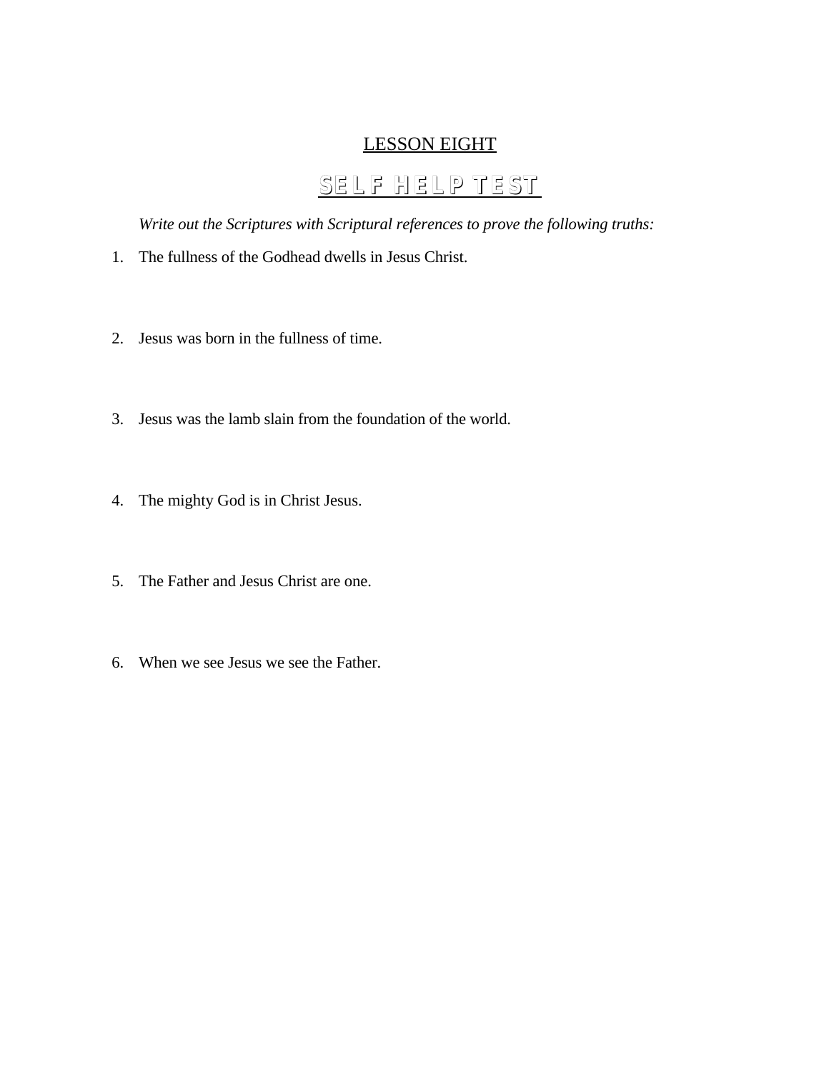# LESSON EIGHT

## SELF HELP TEST

*Write out the Scriptures with Scriptural references to prove the following truths:*

1. The fullness of the Godhead dwells in Jesus Christ.

2. Jesus was born in the fullness of time.

3. Jesus was the lamb slain from the foundation of the world.

4. The mighty God is in Christ Jesus.

5. The Father and Jesus Christ are one.

6. When we see Jesus we see the Father.